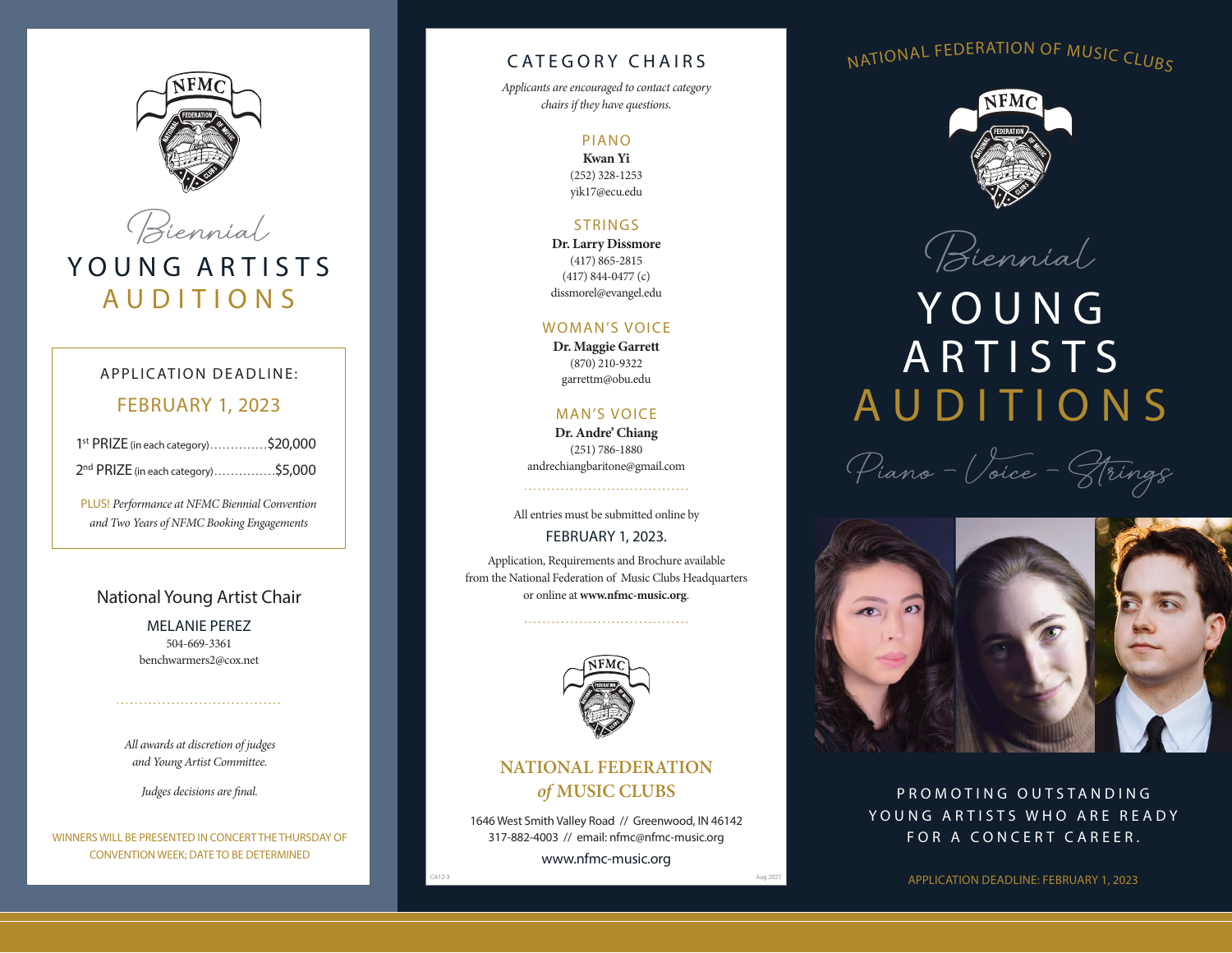# Biennial YOUNG ARTISTS AUDITIONS

**APPLICATION DEADLINE:**

**FEBRUARY 1, 2023**

1st PRIZE (in each category)..............$20,000

2nd PRIZE (in each category)...............$5,000

PLUS! *Performance at NFMC Biennial Convention and Two Years of NFMC Booking Engagements*

## National Young Artist Chair

MELANIE PEREZ
504-669-3361
benchwarmers2@cox.net

*All awards at discretion of judges and Young Artist Committee.*

*Judges decisions are final.*

WINNERS WILL BE PRESENTED IN CONCERT THE THURSDAY OF CONVENTION WEEK; DATE TO BE DETERMINED

## CATEGORY CHAIRS

*Applicants are encouraged to contact category chairs if they have questions.*

### PIANO

**Kwan Yi**
(252) 328-1253
yik17@ecu.edu

### STRINGS

**Dr. Larry Dissmore**
(417) 865-2815
(417) 844-0477 (c)
dissmorel@evangel.edu

### WOMAN'S VOICE

**Dr. Maggie Garrett**
(870) 210-9322
garrettm@obu.edu

### MAN'S VOICE

**Dr. Andre' Chiang**
(251) 786-1880
andrechiangbaritone@gmail.com

All entries must be submitted online by

FEBRUARY 1, 2023.

Application, Requirements and Brochure available from the National Federation of Music Clubs Headquarters or online at **www.nfmc-music.org**.

**NATIONAL FEDERATION *of* MUSIC CLUBS**

1646 West Smith Valley Road // Greenwood, IN 46142
317-882-4003 // email: nfmc@nfmc-music.org

www.nfmc-music.org

CA12-3 Aug 2021

NATIONAL FEDERATION OF MUSIC CLUBS

# Biennial YOUNG ARTISTS AUDITIONS

Piano – Voice – Strings

PROMOTING OUTSTANDING YOUNG ARTISTS WHO ARE READY FOR A CONCERT CAREER.

APPLICATION DEADLINE: FEBRUARY 1, 2023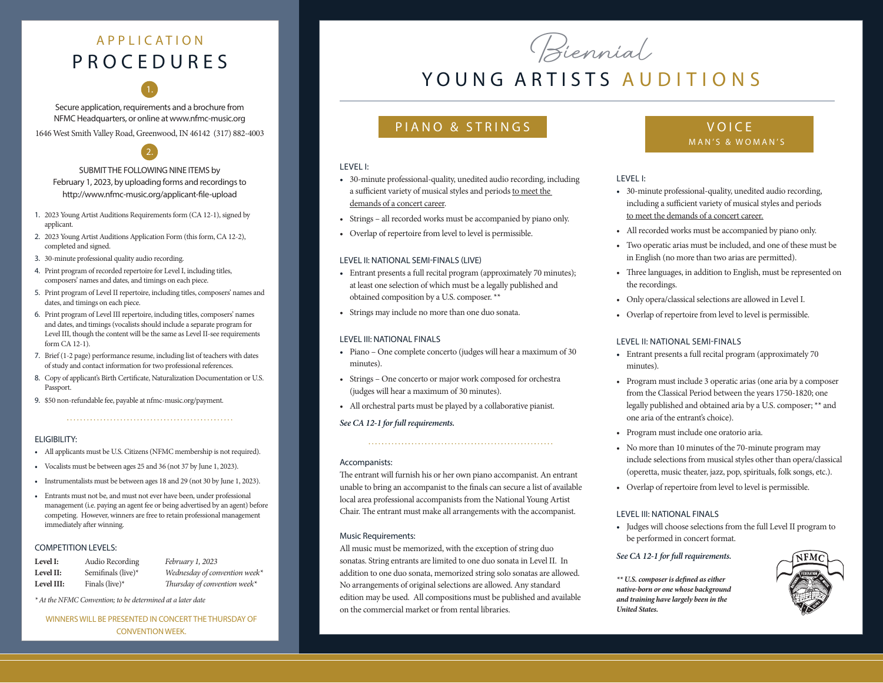# APPLICATION PROCEDURES

1.

Secure application, requirements and a brochure from NFMC Headquarters, or online at www.nfmc-music.org

1646 West Smith Valley Road, Greenwood, IN 46142 (317) 882-4003

2.

SUBMIT THE FOLLOWING NINE ITEMS by February 1, 2023, by uploading forms and recordings to http://www.nfmc-music.org/applicant-file-upload

1. 2023 Young Artist Auditions Requirements form (CA 12-1), signed by applicant.
2. 2023 Young Artist Auditions Application Form (this form, CA 12-2), completed and signed.
3. 30-minute professional quality audio recording.
4. Print program of recorded repertoire for Level I, including titles, composers' names and dates, and timings on each piece.
5. Print program of Level II repertoire, including titles, composers' names and dates, and timings on each piece.
6. Print program of Level III repertoire, including titles, composers' names and dates, and timings (vocalists should include a separate program for Level III, though the content will be the same as Level II-see requirements form CA 12-1).
7. Brief (1-2 page) performance resume, including list of teachers with dates of study and contact information for two professional references.
8. Copy of applicant's Birth Certificate, Naturalization Documentation or U.S. Passport.
9. $50 non-refundable fee, payable at nfmc-music.org/payment.

### ELIGIBILITY:

- All applicants must be U.S. Citizens (NFMC membership is not required).
- Vocalists must be between ages 25 and 36 (not 37 by June 1, 2023).
- Instrumentalists must be between ages 18 and 29 (not 30 by June 1, 2023).
- Entrants must not be, and must not ever have been, under professional management (i.e. paying an agent fee or being advertised by an agent) before competing. However, winners are free to retain professional management immediately after winning.

### COMPETITION LEVELS:

| | | |
|---|---|---|
| **Level I:** | Audio Recording | *February 1, 2023* |
| **Level II:** | Semifinals (live)* | *Wednesday of convention week** |
| **Level III:** | Finals (live)* | *Thursday of convention week** |

*\* At the NFMC Convention; to be determined at a later date*

WINNERS WILL BE PRESENTED IN CONCERT THE THURSDAY OF CONVENTION WEEK.

# Biennial YOUNG ARTISTS AUDITIONS

## PIANO & STRINGS

### LEVEL I:

- 30-minute professional-quality, unedited audio recording, including a sufficient variety of musical styles and periods to meet the demands of a concert career.
- Strings – all recorded works must be accompanied by piano only.
- Overlap of repertoire from level to level is permissible.

### LEVEL II: NATIONAL SEMI-FINALS (LIVE)

- Entrant presents a full recital program (approximately 70 minutes); at least one selection of which must be a legally published and obtained composition by a U.S. composer. **
- Strings may include no more than one duo sonata.

### LEVEL III: NATIONAL FINALS

- Piano – One complete concerto (judges will hear a maximum of 30 minutes).
- Strings – One concerto or major work composed for orchestra (judges will hear a maximum of 30 minutes).
- All orchestral parts must be played by a collaborative pianist.

***See CA 12-1 for full requirements.***

### Accompanists:

The entrant will furnish his or her own piano accompanist. An entrant unable to bring an accompanist to the finals can secure a list of available local area professional accompanists from the National Young Artist Chair. The entrant must make all arrangements with the accompanist.

### Music Requirements:

All music must be memorized, with the exception of string duo sonatas. String entrants are limited to one duo sonata in Level II. In addition to one duo sonata, memorized string solo sonatas are allowed. No arrangements of original selections are allowed. Any standard edition may be used. All compositions must be published and available on the commercial market or from rental libraries.

## VOICE
MAN'S & WOMAN'S

### LEVEL I:

- 30-minute professional-quality, unedited audio recording, including a sufficient variety of musical styles and periods to meet the demands of a concert career.
- All recorded works must be accompanied by piano only.
- Two operatic arias must be included, and one of these must be in English (no more than two arias are permitted).
- Three languages, in addition to English, must be represented on the recordings.
- Only opera/classical selections are allowed in Level I.
- Overlap of repertoire from level to level is permissible.

### LEVEL II: NATIONAL SEMI-FINALS

- Entrant presents a full recital program (approximately 70 minutes).
- Program must include 3 operatic arias (one aria by a composer from the Classical Period between the years 1750-1820; one legally published and obtained aria by a U.S. composer; ** and one aria of the entrant's choice).
- Program must include one oratorio aria.
- No more than 10 minutes of the 70-minute program may include selections from musical styles other than opera/classical (operetta, music theater, jazz, pop, spirituals, folk songs, etc.).
- Overlap of repertoire from level to level is permissible.

### LEVEL III: NATIONAL FINALS

- Judges will choose selections from the full Level II program to be performed in concert format.

***See CA 12-1 for full requirements.***

***\*\* U.S. composer is defined as either native-born or one whose background and training have largely been in the United States.***